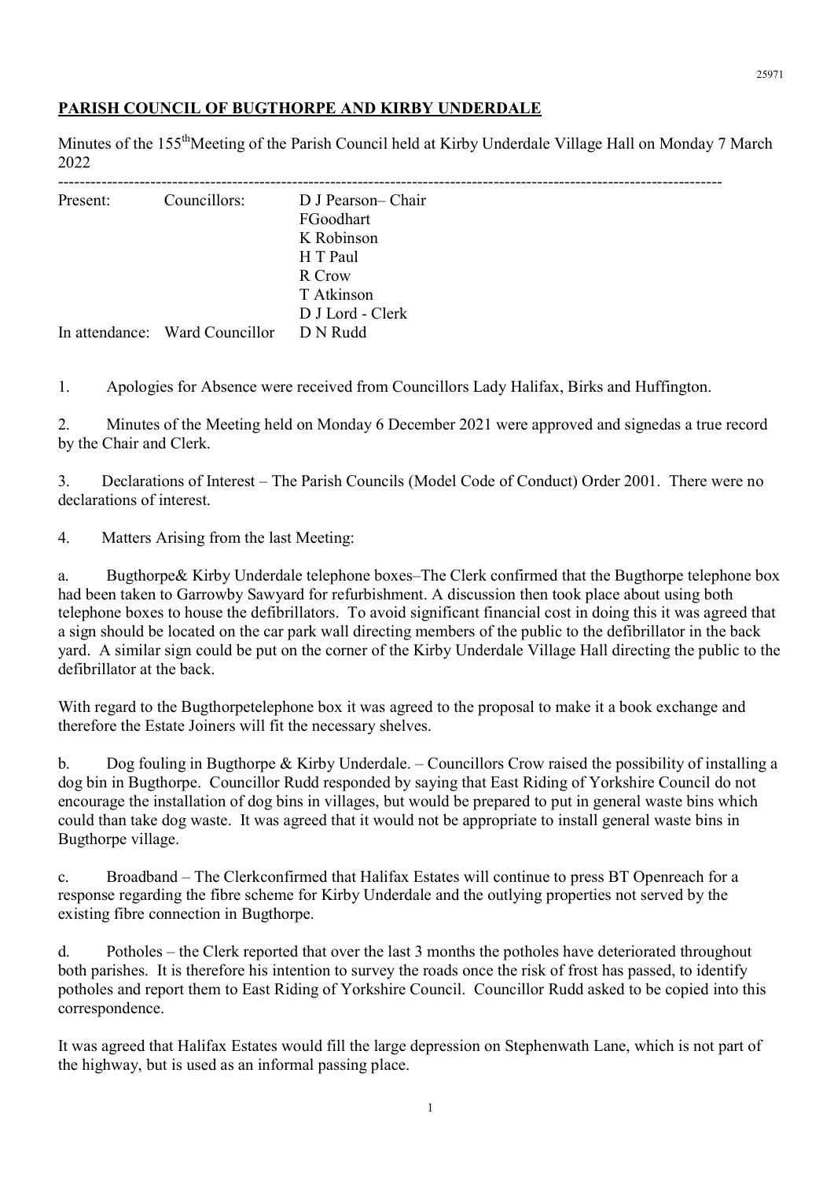## PARISH COUNCIL OF BUGTHORPE AND KIRBY UNDERDALE

Minutes of the 155th Meeting of the Parish Council held at Kirby Underdale Village Hall on Monday 7 March 2022

---

| Present: | Councillors: | D J Pearson– Chair |
|---|---|---|
| | | FGoodhart |
| | | K Robinson |
| | | H T Paul |
| | | R Crow |
| | | T Atkinson |
| | | D J Lord - Clerk |
| In attendance: | Ward Councillor | D N Rudd |

1. Apologies for Absence were received from Councillors Lady Halifax, Birks and Huffington.

2. Minutes of the Meeting held on Monday 6 December 2021 were approved and signedas a true record by the Chair and Clerk.

3. Declarations of Interest – The Parish Councils (Model Code of Conduct) Order 2001. There were no declarations of interest.

4. Matters Arising from the last Meeting:

a. Bugthorpe& Kirby Underdale telephone boxes–The Clerk confirmed that the Bugthorpe telephone box had been taken to Garrowby Sawyard for refurbishment. A discussion then took place about using both telephone boxes to house the defibrillators. To avoid significant financial cost in doing this it was agreed that a sign should be located on the car park wall directing members of the public to the defibrillator in the back yard. A similar sign could be put on the corner of the Kirby Underdale Village Hall directing the public to the defibrillator at the back.

With regard to the Bugthorpetelephone box it was agreed to the proposal to make it a book exchange and therefore the Estate Joiners will fit the necessary shelves.

b. Dog fouling in Bugthorpe & Kirby Underdale. – Councillors Crow raised the possibility of installing a dog bin in Bugthorpe. Councillor Rudd responded by saying that East Riding of Yorkshire Council do not encourage the installation of dog bins in villages, but would be prepared to put in general waste bins which could than take dog waste. It was agreed that it would not be appropriate to install general waste bins in Bugthorpe village.

c. Broadband – The Clerkconfirmed that Halifax Estates will continue to press BT Openreach for a response regarding the fibre scheme for Kirby Underdale and the outlying properties not served by the existing fibre connection in Bugthorpe.

d. Potholes – the Clerk reported that over the last 3 months the potholes have deteriorated throughout both parishes. It is therefore his intention to survey the roads once the risk of frost has passed, to identify potholes and report them to East Riding of Yorkshire Council. Councillor Rudd asked to be copied into this correspondence.

It was agreed that Halifax Estates would fill the large depression on Stephenwath Lane, which is not part of the highway, but is used as an informal passing place.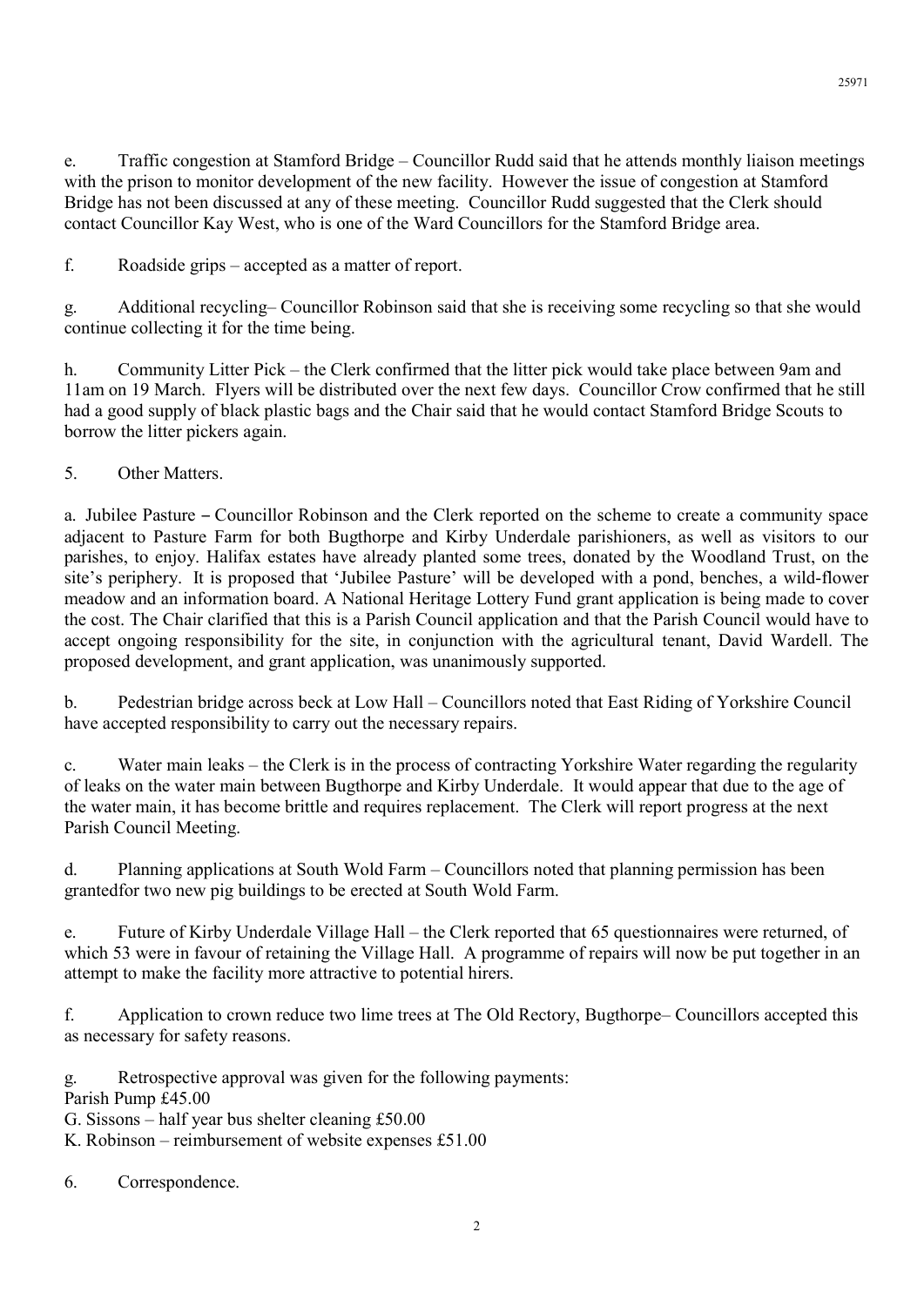e. Traffic congestion at Stamford Bridge – Councillor Rudd said that he attends monthly liaison meetings with the prison to monitor development of the new facility. However the issue of congestion at Stamford Bridge has not been discussed at any of these meeting. Councillor Rudd suggested that the Clerk should contact Councillor Kay West, who is one of the Ward Councillors for the Stamford Bridge area.

f. Roadside grips – accepted as a matter of report.

g. Additional recycling– Councillor Robinson said that she is receiving some recycling so that she would continue collecting it for the time being.

h. Community Litter Pick – the Clerk confirmed that the litter pick would take place between 9am and 11am on 19 March. Flyers will be distributed over the next few days. Councillor Crow confirmed that he still had a good supply of black plastic bags and the Chair said that he would contact Stamford Bridge Scouts to borrow the litter pickers again.

5. Other Matters.

a. Jubilee Pasture – Councillor Robinson and the Clerk reported on the scheme to create a community space adjacent to Pasture Farm for both Bugthorpe and Kirby Underdale parishioners, as well as visitors to our parishes, to enjoy. Halifax estates have already planted some trees, donated by the Woodland Trust, on the site's periphery. It is proposed that 'Jubilee Pasture' will be developed with a pond, benches, a wild-flower meadow and an information board. A National Heritage Lottery Fund grant application is being made to cover the cost. The Chair clarified that this is a Parish Council application and that the Parish Council would have to accept ongoing responsibility for the site, in conjunction with the agricultural tenant, David Wardell. The proposed development, and grant application, was unanimously supported.

b. Pedestrian bridge across beck at Low Hall – Councillors noted that East Riding of Yorkshire Council have accepted responsibility to carry out the necessary repairs.

c. Water main leaks – the Clerk is in the process of contracting Yorkshire Water regarding the regularity of leaks on the water main between Bugthorpe and Kirby Underdale. It would appear that due to the age of the water main, it has become brittle and requires replacement. The Clerk will report progress at the next Parish Council Meeting.

d. Planning applications at South Wold Farm – Councillors noted that planning permission has been grantedfor two new pig buildings to be erected at South Wold Farm.

e. Future of Kirby Underdale Village Hall – the Clerk reported that 65 questionnaires were returned, of which 53 were in favour of retaining the Village Hall. A programme of repairs will now be put together in an attempt to make the facility more attractive to potential hirers.

f. Application to crown reduce two lime trees at The Old Rectory, Bugthorpe– Councillors accepted this as necessary for safety reasons.

g. Retrospective approval was given for the following payments:
Parish Pump £45.00
G. Sissons – half year bus shelter cleaning £50.00
K. Robinson – reimbursement of website expenses £51.00

6. Correspondence.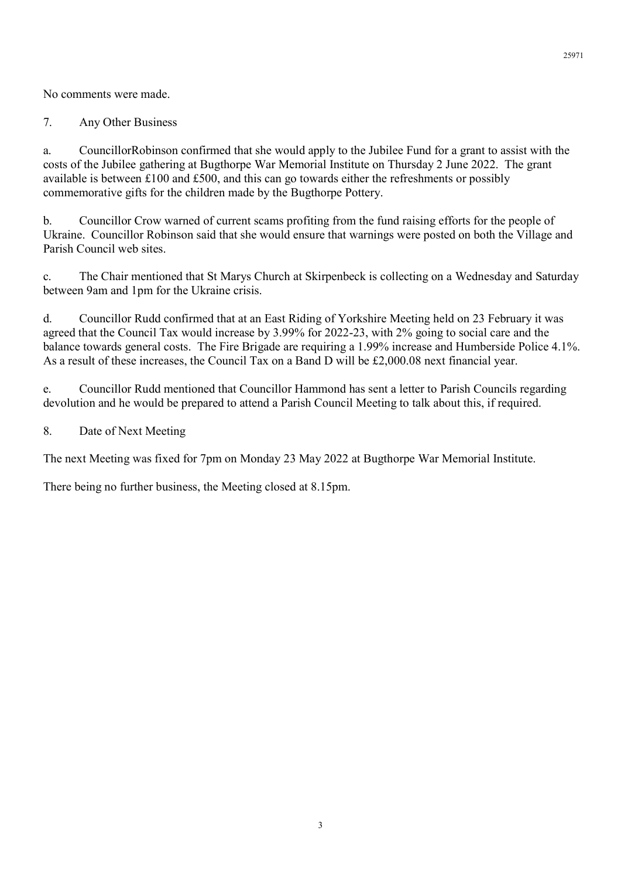No comments were made.

7. Any Other Business

a. CouncillorRobinson confirmed that she would apply to the Jubilee Fund for a grant to assist with the costs of the Jubilee gathering at Bugthorpe War Memorial Institute on Thursday 2 June 2022. The grant available is between £100 and £500, and this can go towards either the refreshments or possibly commemorative gifts for the children made by the Bugthorpe Pottery.

b. Councillor Crow warned of current scams profiting from the fund raising efforts for the people of Ukraine. Councillor Robinson said that she would ensure that warnings were posted on both the Village and Parish Council web sites.

c. The Chair mentioned that St Marys Church at Skirpenbeck is collecting on a Wednesday and Saturday between 9am and 1pm for the Ukraine crisis.

d. Councillor Rudd confirmed that at an East Riding of Yorkshire Meeting held on 23 February it was agreed that the Council Tax would increase by 3.99% for 2022-23, with 2% going to social care and the balance towards general costs. The Fire Brigade are requiring a 1.99% increase and Humberside Police 4.1%. As a result of these increases, the Council Tax on a Band D will be £2,000.08 next financial year.

e. Councillor Rudd mentioned that Councillor Hammond has sent a letter to Parish Councils regarding devolution and he would be prepared to attend a Parish Council Meeting to talk about this, if required.

8. Date of Next Meeting

The next Meeting was fixed for 7pm on Monday 23 May 2022 at Bugthorpe War Memorial Institute.

There being no further business, the Meeting closed at 8.15pm.